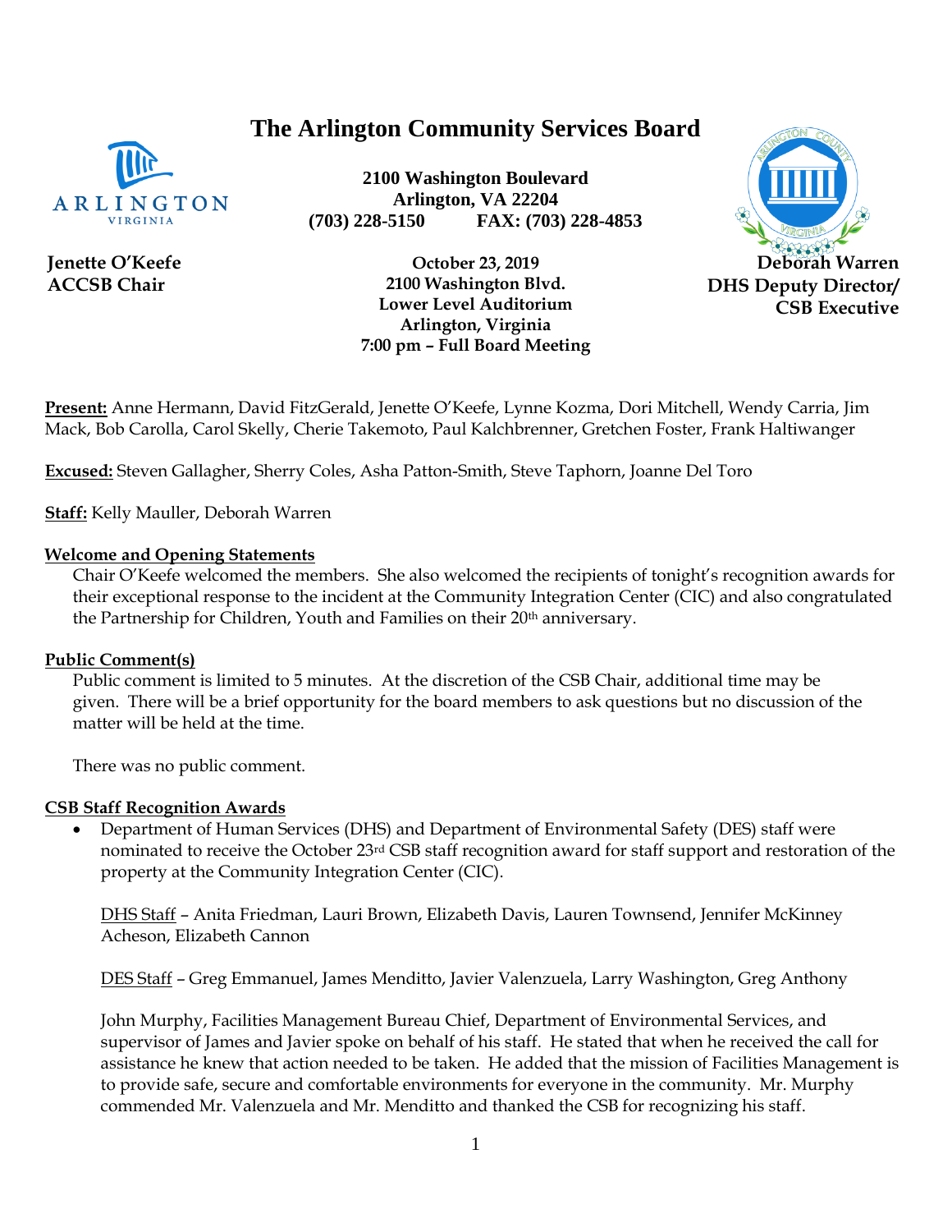# The Arlington Community Services Board

**2100 Washington Boulevard**
**Arlington, VA 22204**
**(703) 228-5150 FAX: (703) 228-4853**

**Jenette O'Keefe**
**ACCSB Chair**

**October 23, 2019**
**2100 Washington Blvd.**
**Lower Level Auditorium**
**Arlington, Virginia**
**7:00 pm – Full Board Meeting**

**Deborah Warren**
**DHS Deputy Director/**
**CSB Executive**

**Present:** Anne Hermann, David FitzGerald, Jenette O'Keefe, Lynne Kozma, Dori Mitchell, Wendy Carria, Jim Mack, Bob Carolla, Carol Skelly, Cherie Takemoto, Paul Kalchbrenner, Gretchen Foster, Frank Haltiwanger

**Excused:** Steven Gallagher, Sherry Coles, Asha Patton-Smith, Steve Taphorn, Joanne Del Toro

**Staff:** Kelly Mauller, Deborah Warren

**Welcome and Opening Statements**

Chair O'Keefe welcomed the members. She also welcomed the recipients of tonight's recognition awards for their exceptional response to the incident at the Community Integration Center (CIC) and also congratulated the Partnership for Children, Youth and Families on their 20th anniversary.

**Public Comment(s)**

Public comment is limited to 5 minutes. At the discretion of the CSB Chair, additional time may be given. There will be a brief opportunity for the board members to ask questions but no discussion of the matter will be held at the time.

There was no public comment.

**CSB Staff Recognition Awards**

- Department of Human Services (DHS) and Department of Environmental Safety (DES) staff were nominated to receive the October 23rd CSB staff recognition award for staff support and restoration of the property at the Community Integration Center (CIC).

  DHS Staff – Anita Friedman, Lauri Brown, Elizabeth Davis, Lauren Townsend, Jennifer McKinney Acheson, Elizabeth Cannon

  DES Staff – Greg Emmanuel, James Menditto, Javier Valenzuela, Larry Washington, Greg Anthony

  John Murphy, Facilities Management Bureau Chief, Department of Environmental Services, and supervisor of James and Javier spoke on behalf of his staff. He stated that when he received the call for assistance he knew that action needed to be taken. He added that the mission of Facilities Management is to provide safe, secure and comfortable environments for everyone in the community. Mr. Murphy commended Mr. Valenzuela and Mr. Menditto and thanked the CSB for recognizing his staff.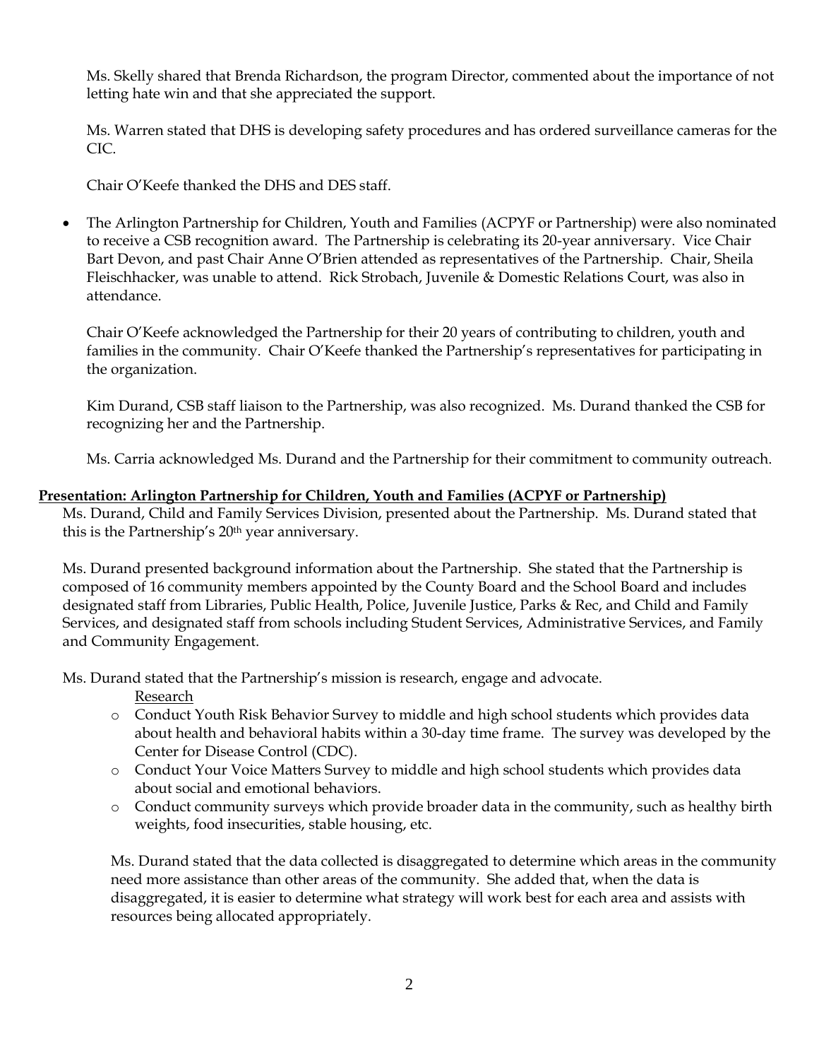Ms. Skelly shared that Brenda Richardson, the program Director, commented about the importance of not letting hate win and that she appreciated the support.

Ms. Warren stated that DHS is developing safety procedures and has ordered surveillance cameras for the CIC.

Chair O'Keefe thanked the DHS and DES staff.

- The Arlington Partnership for Children, Youth and Families (ACPYF or Partnership) were also nominated to receive a CSB recognition award. The Partnership is celebrating its 20-year anniversary. Vice Chair Bart Devon, and past Chair Anne O'Brien attended as representatives of the Partnership. Chair, Sheila Fleischhacker, was unable to attend. Rick Strobach, Juvenile & Domestic Relations Court, was also in attendance.

  Chair O'Keefe acknowledged the Partnership for their 20 years of contributing to children, youth and families in the community. Chair O'Keefe thanked the Partnership's representatives for participating in the organization.

  Kim Durand, CSB staff liaison to the Partnership, was also recognized. Ms. Durand thanked the CSB for recognizing her and the Partnership.

  Ms. Carria acknowledged Ms. Durand and the Partnership for their commitment to community outreach.

**Presentation: Arlington Partnership for Children, Youth and Families (ACPYF or Partnership)**

Ms. Durand, Child and Family Services Division, presented about the Partnership. Ms. Durand stated that this is the Partnership's 20th year anniversary.

Ms. Durand presented background information about the Partnership. She stated that the Partnership is composed of 16 community members appointed by the County Board and the School Board and includes designated staff from Libraries, Public Health, Police, Juvenile Justice, Parks & Rec, and Child and Family Services, and designated staff from schools including Student Services, Administrative Services, and Family and Community Engagement.

Ms. Durand stated that the Partnership's mission is research, engage and advocate.

Research

- Conduct Youth Risk Behavior Survey to middle and high school students which provides data about health and behavioral habits within a 30-day time frame. The survey was developed by the Center for Disease Control (CDC).
- Conduct Your Voice Matters Survey to middle and high school students which provides data about social and emotional behaviors.
- Conduct community surveys which provide broader data in the community, such as healthy birth weights, food insecurities, stable housing, etc.

Ms. Durand stated that the data collected is disaggregated to determine which areas in the community need more assistance than other areas of the community. She added that, when the data is disaggregated, it is easier to determine what strategy will work best for each area and assists with resources being allocated appropriately.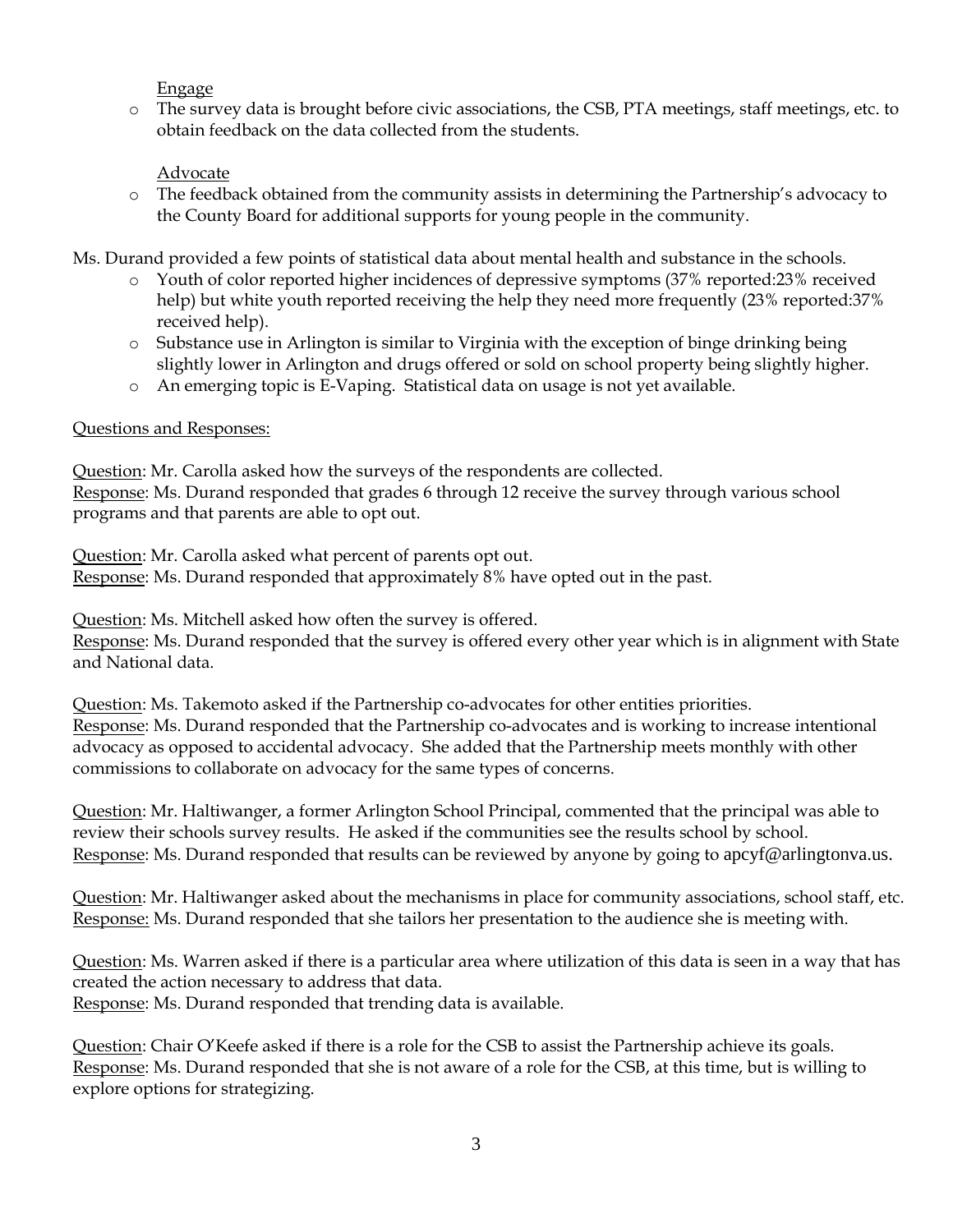Engage

- The survey data is brought before civic associations, the CSB, PTA meetings, staff meetings, etc. to obtain feedback on the data collected from the students.

Advocate

- The feedback obtained from the community assists in determining the Partnership's advocacy to the County Board for additional supports for young people in the community.

Ms. Durand provided a few points of statistical data about mental health and substance in the schools.

- Youth of color reported higher incidences of depressive symptoms (37% reported:23% received help) but white youth reported receiving the help they need more frequently (23% reported:37% received help).
- Substance use in Arlington is similar to Virginia with the exception of binge drinking being slightly lower in Arlington and drugs offered or sold on school property being slightly higher.
- An emerging topic is E-Vaping. Statistical data on usage is not yet available.

Questions and Responses:

Question: Mr. Carolla asked how the surveys of the respondents are collected.
Response: Ms. Durand responded that grades 6 through 12 receive the survey through various school programs and that parents are able to opt out.

Question: Mr. Carolla asked what percent of parents opt out.
Response: Ms. Durand responded that approximately 8% have opted out in the past.

Question: Ms. Mitchell asked how often the survey is offered.
Response: Ms. Durand responded that the survey is offered every other year which is in alignment with State and National data.

Question: Ms. Takemoto asked if the Partnership co-advocates for other entities priorities.
Response: Ms. Durand responded that the Partnership co-advocates and is working to increase intentional advocacy as opposed to accidental advocacy. She added that the Partnership meets monthly with other commissions to collaborate on advocacy for the same types of concerns.

Question: Mr. Haltiwanger, a former Arlington School Principal, commented that the principal was able to review their schools survey results. He asked if the communities see the results school by school.
Response: Ms. Durand responded that results can be reviewed by anyone by going to apcyf@arlingtonva.us.

Question: Mr. Haltiwanger asked about the mechanisms in place for community associations, school staff, etc.
Response: Ms. Durand responded that she tailors her presentation to the audience she is meeting with.

Question: Ms. Warren asked if there is a particular area where utilization of this data is seen in a way that has created the action necessary to address that data.
Response: Ms. Durand responded that trending data is available.

Question: Chair O'Keefe asked if there is a role for the CSB to assist the Partnership achieve its goals.
Response: Ms. Durand responded that she is not aware of a role for the CSB, at this time, but is willing to explore options for strategizing.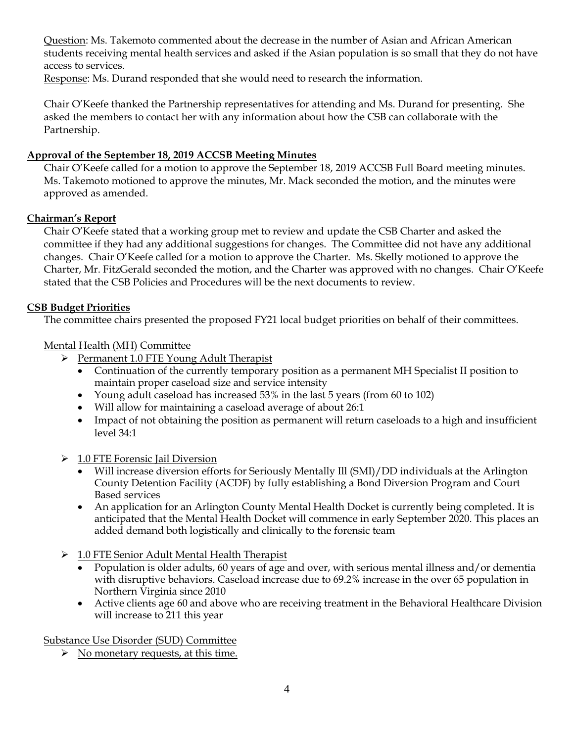Question: Ms. Takemoto commented about the decrease in the number of Asian and African American students receiving mental health services and asked if the Asian population is so small that they do not have access to services.
Response: Ms. Durand responded that she would need to research the information.

Chair O'Keefe thanked the Partnership representatives for attending and Ms. Durand for presenting. She asked the members to contact her with any information about how the CSB can collaborate with the Partnership.

**Approval of the September 18, 2019 ACCSB Meeting Minutes**

Chair O'Keefe called for a motion to approve the September 18, 2019 ACCSB Full Board meeting minutes. Ms. Takemoto motioned to approve the minutes, Mr. Mack seconded the motion, and the minutes were approved as amended.

**Chairman's Report**

Chair O'Keefe stated that a working group met to review and update the CSB Charter and asked the committee if they had any additional suggestions for changes. The Committee did not have any additional changes. Chair O'Keefe called for a motion to approve the Charter. Ms. Skelly motioned to approve the Charter, Mr. FitzGerald seconded the motion, and the Charter was approved with no changes. Chair O'Keefe stated that the CSB Policies and Procedures will be the next documents to review.

**CSB Budget Priorities**

The committee chairs presented the proposed FY21 local budget priorities on behalf of their committees.

Mental Health (MH) Committee

- Permanent 1.0 FTE Young Adult Therapist
  - Continuation of the currently temporary position as a permanent MH Specialist II position to maintain proper caseload size and service intensity
  - Young adult caseload has increased 53% in the last 5 years (from 60 to 102)
  - Will allow for maintaining a caseload average of about 26:1
  - Impact of not obtaining the position as permanent will return caseloads to a high and insufficient level 34:1

- 1.0 FTE Forensic Jail Diversion
  - Will increase diversion efforts for Seriously Mentally Ill (SMI)/DD individuals at the Arlington County Detention Facility (ACDF) by fully establishing a Bond Diversion Program and Court Based services
  - An application for an Arlington County Mental Health Docket is currently being completed. It is anticipated that the Mental Health Docket will commence in early September 2020. This places an added demand both logistically and clinically to the forensic team

- 1.0 FTE Senior Adult Mental Health Therapist
  - Population is older adults, 60 years of age and over, with serious mental illness and/or dementia with disruptive behaviors. Caseload increase due to 69.2% increase in the over 65 population in Northern Virginia since 2010
  - Active clients age 60 and above who are receiving treatment in the Behavioral Healthcare Division will increase to 211 this year

Substance Use Disorder (SUD) Committee

- No monetary requests, at this time.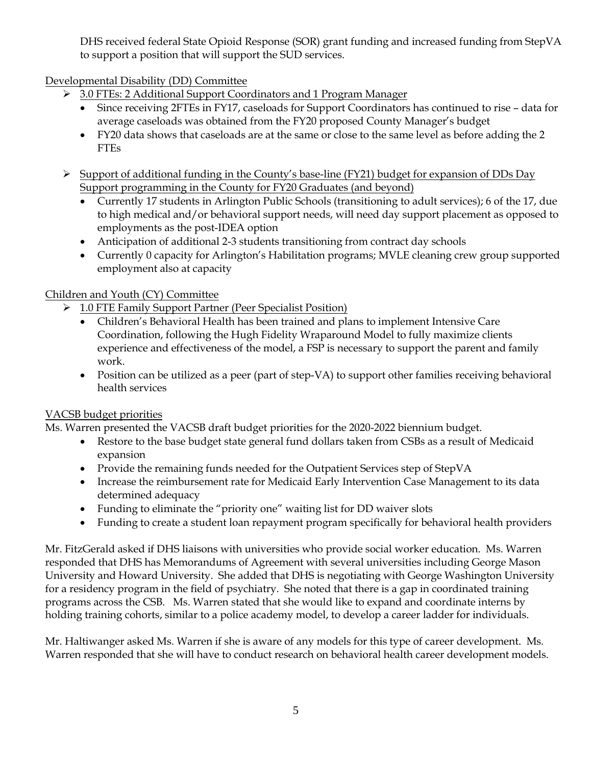DHS received federal State Opioid Response (SOR) grant funding and increased funding from StepVA to support a position that will support the SUD services.

Developmental Disability (DD) Committee

- 3.0 FTEs: 2 Additional Support Coordinators and 1 Program Manager
  - Since receiving 2FTEs in FY17, caseloads for Support Coordinators has continued to rise – data for average caseloads was obtained from the FY20 proposed County Manager's budget
  - FY20 data shows that caseloads are at the same or close to the same level as before adding the 2 FTEs
- Support of additional funding in the County's base-line (FY21) budget for expansion of DDs Day Support programming in the County for FY20 Graduates (and beyond)
  - Currently 17 students in Arlington Public Schools (transitioning to adult services); 6 of the 17, due to high medical and/or behavioral support needs, will need day support placement as opposed to employments as the post-IDEA option
  - Anticipation of additional 2-3 students transitioning from contract day schools
  - Currently 0 capacity for Arlington's Habilitation programs; MVLE cleaning crew group supported employment also at capacity

Children and Youth (CY) Committee

- 1.0 FTE Family Support Partner (Peer Specialist Position)
  - Children's Behavioral Health has been trained and plans to implement Intensive Care Coordination, following the Hugh Fidelity Wraparound Model to fully maximize clients experience and effectiveness of the model, a FSP is necessary to support the parent and family work.
  - Position can be utilized as a peer (part of step-VA) to support other families receiving behavioral health services

VACSB budget priorities

Ms. Warren presented the VACSB draft budget priorities for the 2020-2022 biennium budget.

- Restore to the base budget state general fund dollars taken from CSBs as a result of Medicaid expansion
- Provide the remaining funds needed for the Outpatient Services step of StepVA
- Increase the reimbursement rate for Medicaid Early Intervention Case Management to its data determined adequacy
- Funding to eliminate the "priority one" waiting list for DD waiver slots
- Funding to create a student loan repayment program specifically for behavioral health providers

Mr. FitzGerald asked if DHS liaisons with universities who provide social worker education. Ms. Warren responded that DHS has Memorandums of Agreement with several universities including George Mason University and Howard University. She added that DHS is negotiating with George Washington University for a residency program in the field of psychiatry. She noted that there is a gap in coordinated training programs across the CSB. Ms. Warren stated that she would like to expand and coordinate interns by holding training cohorts, similar to a police academy model, to develop a career ladder for individuals.

Mr. Haltiwanger asked Ms. Warren if she is aware of any models for this type of career development. Ms. Warren responded that she will have to conduct research on behavioral health career development models.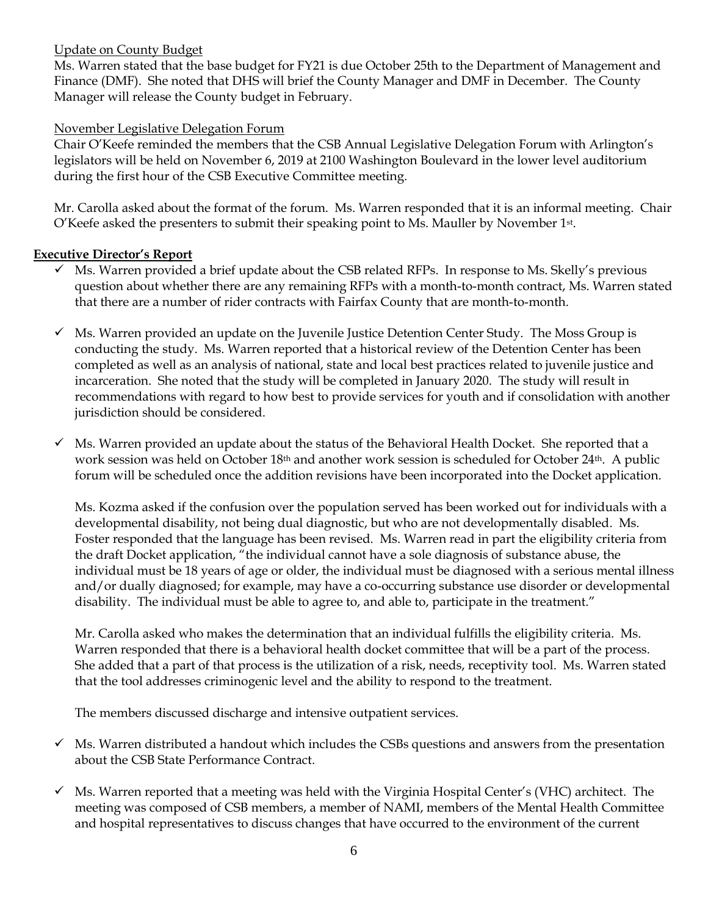Update on County Budget

Ms. Warren stated that the base budget for FY21 is due October 25th to the Department of Management and Finance (DMF). She noted that DHS will brief the County Manager and DMF in December. The County Manager will release the County budget in February.

November Legislative Delegation Forum

Chair O'Keefe reminded the members that the CSB Annual Legislative Delegation Forum with Arlington's legislators will be held on November 6, 2019 at 2100 Washington Boulevard in the lower level auditorium during the first hour of the CSB Executive Committee meeting.

Mr. Carolla asked about the format of the forum. Ms. Warren responded that it is an informal meeting. Chair O'Keefe asked the presenters to submit their speaking point to Ms. Mauller by November 1st.

**Executive Director's Report**

- ✓ Ms. Warren provided a brief update about the CSB related RFPs. In response to Ms. Skelly's previous question about whether there are any remaining RFPs with a month-to-month contract, Ms. Warren stated that there are a number of rider contracts with Fairfax County that are month-to-month.

- ✓ Ms. Warren provided an update on the Juvenile Justice Detention Center Study. The Moss Group is conducting the study. Ms. Warren reported that a historical review of the Detention Center has been completed as well as an analysis of national, state and local best practices related to juvenile justice and incarceration. She noted that the study will be completed in January 2020. The study will result in recommendations with regard to how best to provide services for youth and if consolidation with another jurisdiction should be considered.

- ✓ Ms. Warren provided an update about the status of the Behavioral Health Docket. She reported that a work session was held on October 18th and another work session is scheduled for October 24th. A public forum will be scheduled once the addition revisions have been incorporated into the Docket application.

  Ms. Kozma asked if the confusion over the population served has been worked out for individuals with a developmental disability, not being dual diagnostic, but who are not developmentally disabled. Ms. Foster responded that the language has been revised. Ms. Warren read in part the eligibility criteria from the draft Docket application, "the individual cannot have a sole diagnosis of substance abuse, the individual must be 18 years of age or older, the individual must be diagnosed with a serious mental illness and/or dually diagnosed; for example, may have a co-occurring substance use disorder or developmental disability. The individual must be able to agree to, and able to, participate in the treatment."

  Mr. Carolla asked who makes the determination that an individual fulfills the eligibility criteria. Ms. Warren responded that there is a behavioral health docket committee that will be a part of the process. She added that a part of that process is the utilization of a risk, needs, receptivity tool. Ms. Warren stated that the tool addresses criminogenic level and the ability to respond to the treatment.

  The members discussed discharge and intensive outpatient services.

- ✓ Ms. Warren distributed a handout which includes the CSBs questions and answers from the presentation about the CSB State Performance Contract.

- ✓ Ms. Warren reported that a meeting was held with the Virginia Hospital Center's (VHC) architect. The meeting was composed of CSB members, a member of NAMI, members of the Mental Health Committee and hospital representatives to discuss changes that have occurred to the environment of the current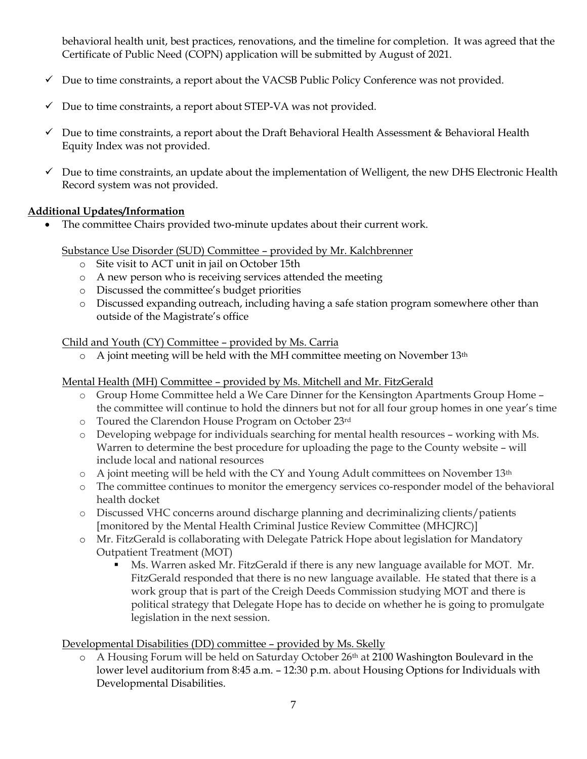behavioral health unit, best practices, renovations, and the timeline for completion. It was agreed that the Certificate of Public Need (COPN) application will be submitted by August of 2021.

- ✓ Due to time constraints, a report about the VACSB Public Policy Conference was not provided.
- ✓ Due to time constraints, a report about STEP-VA was not provided.
- ✓ Due to time constraints, a report about the Draft Behavioral Health Assessment & Behavioral Health Equity Index was not provided.
- ✓ Due to time constraints, an update about the implementation of Welligent, the new DHS Electronic Health Record system was not provided.

**Additional Updates/Information**

- The committee Chairs provided two-minute updates about their current work.

Substance Use Disorder (SUD) Committee – provided by Mr. Kalchbrenner

- Site visit to ACT unit in jail on October 15th
- A new person who is receiving services attended the meeting
- Discussed the committee's budget priorities
- Discussed expanding outreach, including having a safe station program somewhere other than outside of the Magistrate's office

Child and Youth (CY) Committee – provided by Ms. Carria

- A joint meeting will be held with the MH committee meeting on November 13th

Mental Health (MH) Committee – provided by Ms. Mitchell and Mr. FitzGerald

- Group Home Committee held a We Care Dinner for the Kensington Apartments Group Home – the committee will continue to hold the dinners but not for all four group homes in one year's time
- Toured the Clarendon House Program on October 23rd
- Developing webpage for individuals searching for mental health resources – working with Ms. Warren to determine the best procedure for uploading the page to the County website – will include local and national resources
- A joint meeting will be held with the CY and Young Adult committees on November 13th
- The committee continues to monitor the emergency services co-responder model of the behavioral health docket
- Discussed VHC concerns around discharge planning and decriminalizing clients/patients [monitored by the Mental Health Criminal Justice Review Committee (MHCJRC)]
- Mr. FitzGerald is collaborating with Delegate Patrick Hope about legislation for Mandatory Outpatient Treatment (MOT)
  - Ms. Warren asked Mr. FitzGerald if there is any new language available for MOT. Mr. FitzGerald responded that there is no new language available. He stated that there is a work group that is part of the Creigh Deeds Commission studying MOT and there is political strategy that Delegate Hope has to decide on whether he is going to promulgate legislation in the next session.

Developmental Disabilities (DD) committee – provided by Ms. Skelly

- A Housing Forum will be held on Saturday October 26th at 2100 Washington Boulevard in the lower level auditorium from 8:45 a.m. – 12:30 p.m. about Housing Options for Individuals with Developmental Disabilities.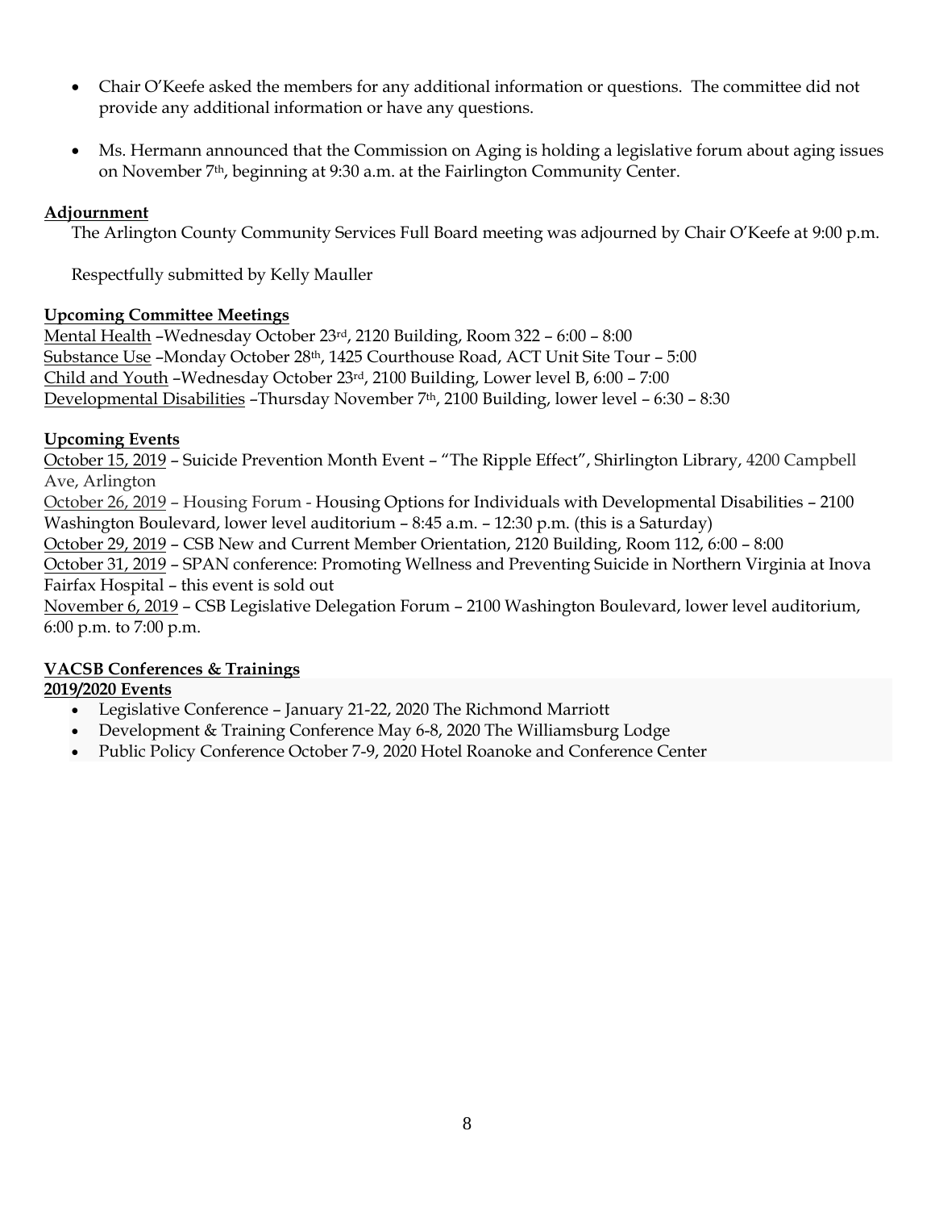- Chair O'Keefe asked the members for any additional information or questions. The committee did not provide any additional information or have any questions.

- Ms. Hermann announced that the Commission on Aging is holding a legislative forum about aging issues on November 7th, beginning at 9:30 a.m. at the Fairlington Community Center.

**Adjournment**

The Arlington County Community Services Full Board meeting was adjourned by Chair O'Keefe at 9:00 p.m.

Respectfully submitted by Kelly Mauller

**Upcoming Committee Meetings**

Mental Health –Wednesday October 23rd, 2120 Building, Room 322 – 6:00 – 8:00
Substance Use –Monday October 28th, 1425 Courthouse Road, ACT Unit Site Tour – 5:00
Child and Youth –Wednesday October 23rd, 2100 Building, Lower level B, 6:00 – 7:00
Developmental Disabilities –Thursday November 7th, 2100 Building, lower level – 6:30 – 8:30

**Upcoming Events**

October 15, 2019 – Suicide Prevention Month Event – "The Ripple Effect", Shirlington Library, 4200 Campbell Ave, Arlington
October 26, 2019 – Housing Forum - Housing Options for Individuals with Developmental Disabilities – 2100 Washington Boulevard, lower level auditorium – 8:45 a.m. – 12:30 p.m. (this is a Saturday)
October 29, 2019 – CSB New and Current Member Orientation, 2120 Building, Room 112, 6:00 – 8:00
October 31, 2019 – SPAN conference: Promoting Wellness and Preventing Suicide in Northern Virginia at Inova Fairfax Hospital – this event is sold out
November 6, 2019 – CSB Legislative Delegation Forum – 2100 Washington Boulevard, lower level auditorium, 6:00 p.m. to 7:00 p.m.

**VACSB Conferences & Trainings**

**2019/2020 Events**

- Legislative Conference – January 21-22, 2020 The Richmond Marriott
- Development & Training Conference May 6-8, 2020 The Williamsburg Lodge
- Public Policy Conference October 7-9, 2020 Hotel Roanoke and Conference Center